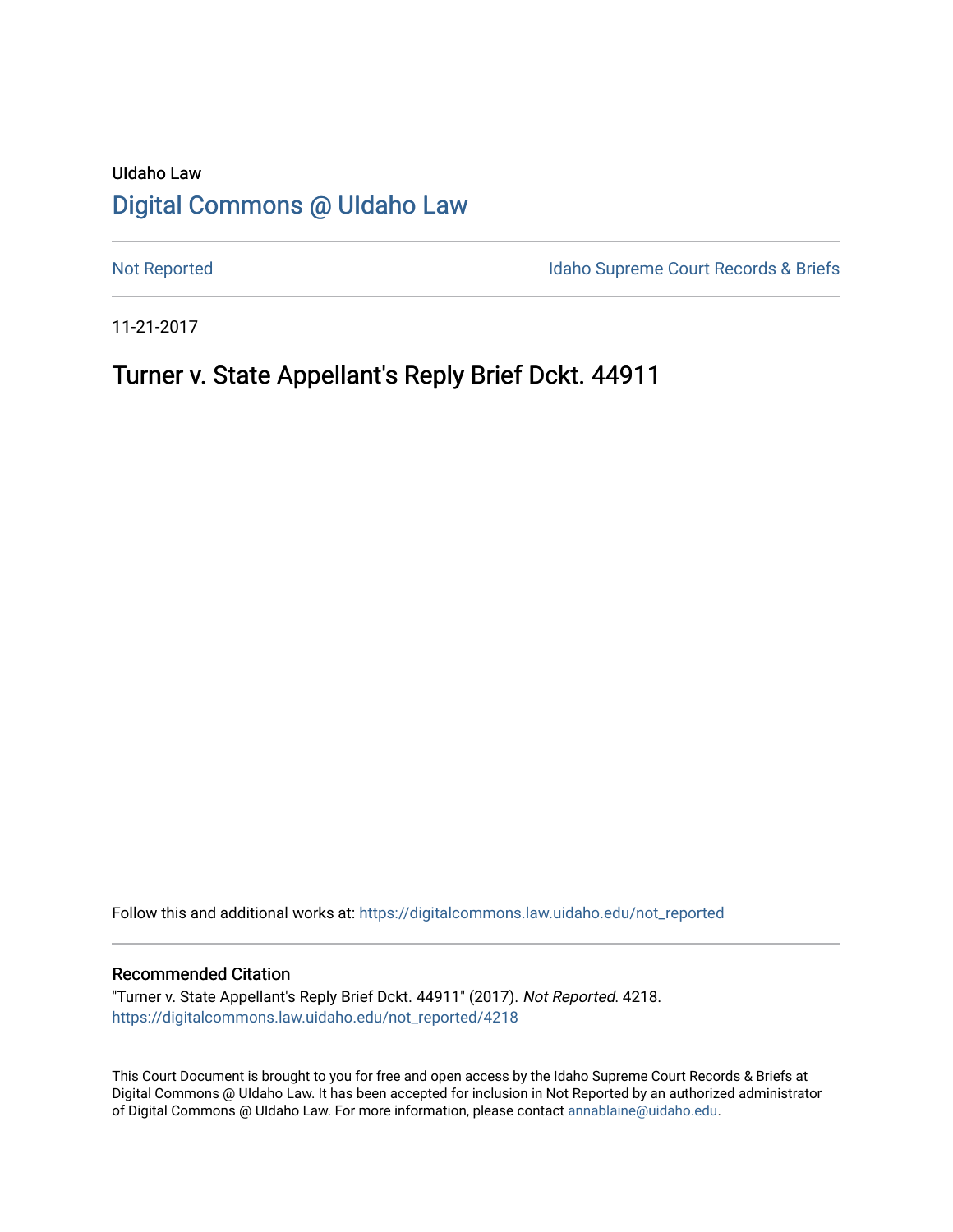UIdaho Law

# Digital Commons @ UIdaho Law

Not Reported

Idaho Supreme Court Records & Briefs

11-21-2017

## Turner v. State Appellant's Reply Brief Dckt. 44911

Follow this and additional works at: https://digitalcommons.law.uidaho.edu/not_reported

### Recommended Citation

"Turner v. State Appellant's Reply Brief Dckt. 44911" (2017). *Not Reported*. 4218.
https://digitalcommons.law.uidaho.edu/not_reported/4218

This Court Document is brought to you for free and open access by the Idaho Supreme Court Records & Briefs at Digital Commons @ UIdaho Law. It has been accepted for inclusion in Not Reported by an authorized administrator of Digital Commons @ UIdaho Law. For more information, please contact annablaine@uidaho.edu.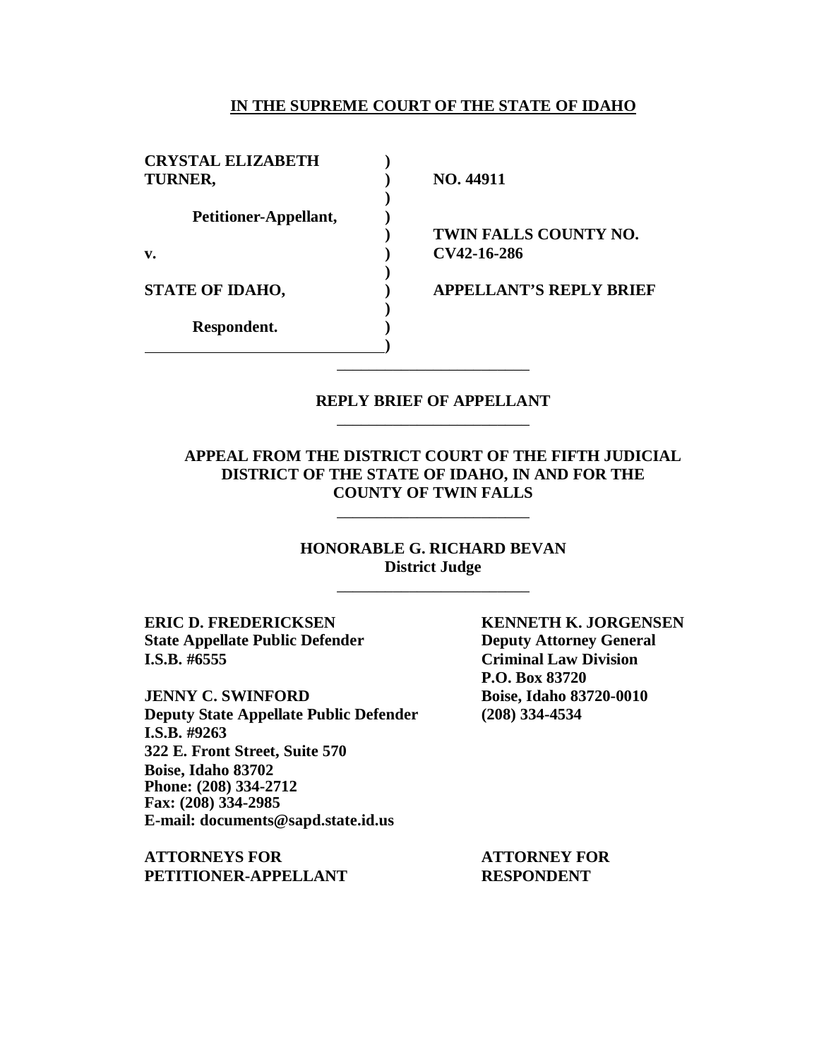**IN THE SUPREME COURT OF THE STATE OF IDAHO**

| | | |
|---|---|---|
| **CRYSTAL ELIZABETH TURNER,** | **)** | **NO. 44911** |
| | **)** | |
| **Petitioner-Appellant,** | **)** | |
| | **)** | **TWIN FALLS COUNTY NO.** |
| **v.** | **)** | **CV42-16-286** |
| | **)** | |
| **STATE OF IDAHO,** | **)** | **APPELLANT'S REPLY BRIEF** |
| | **)** | |
| **Respondent.** | **)** | |
| | **)** | |

**REPLY BRIEF OF APPELLANT**

**APPEAL FROM THE DISTRICT COURT OF THE FIFTH JUDICIAL DISTRICT OF THE STATE OF IDAHO, IN AND FOR THE COUNTY OF TWIN FALLS**

**HONORABLE G. RICHARD BEVAN**
**District Judge**

**ERIC D. FREDERICKSEN**
**State Appellate Public Defender**
**I.S.B. #6555**

**JENNY C. SWINFORD**
**Deputy State Appellate Public Defender**
**I.S.B. #9263**
**322 E. Front Street, Suite 570**
**Boise, Idaho 83702**
**Phone: (208) 334-2712**
**Fax: (208) 334-2985**
**E-mail: documents@sapd.state.id.us**

**ATTORNEYS FOR PETITIONER-APPELLANT**

**KENNETH K. JORGENSEN**
**Deputy Attorney General**
**Criminal Law Division**
**P.O. Box 83720**
**Boise, Idaho 83720-0010**
**(208) 334-4534**

**ATTORNEY FOR RESPONDENT**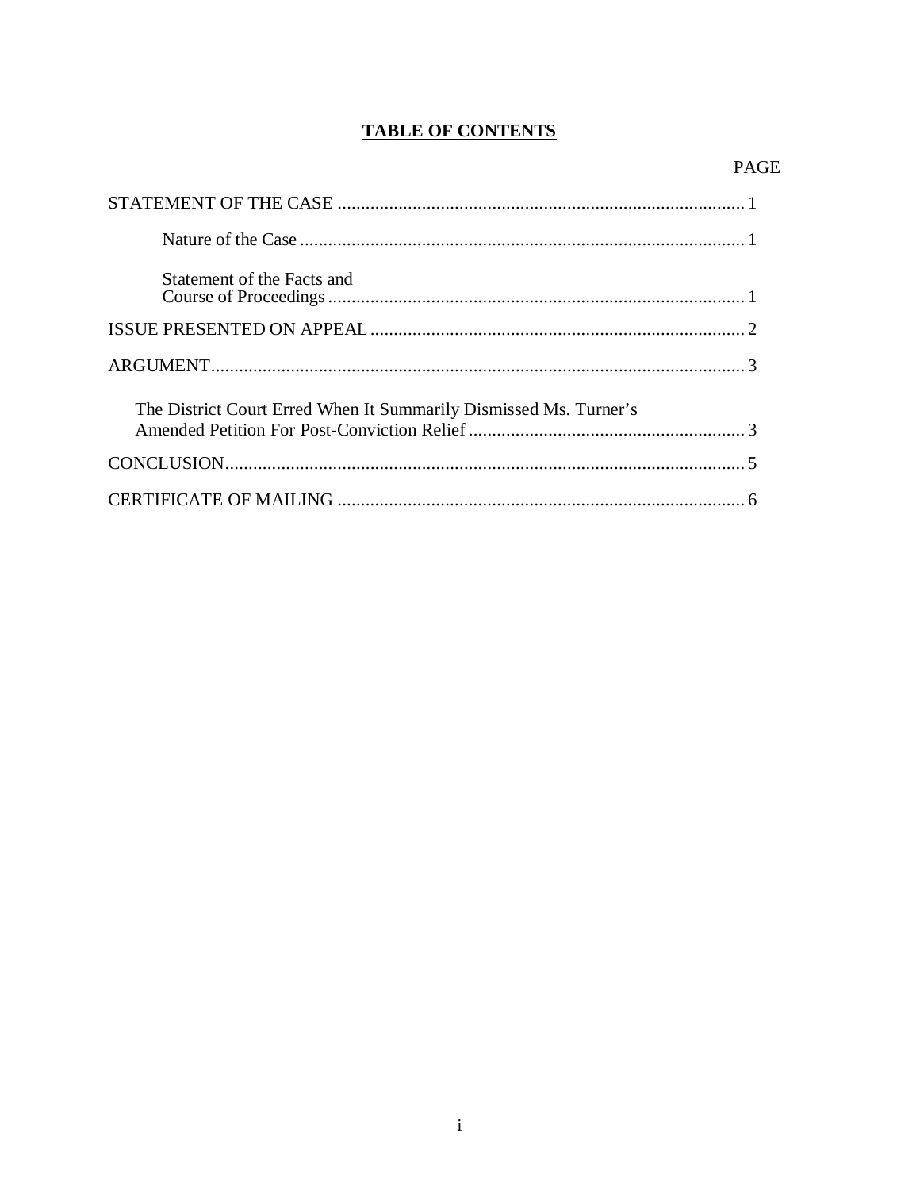**TABLE OF CONTENTS**

| | PAGE |
|---|---|
| STATEMENT OF THE CASE | 1 |
| Nature of the Case | 1 |
| Statement of the Facts and Course of Proceedings | 1 |
| ISSUE PRESENTED ON APPEAL | 2 |
| ARGUMENT | 3 |
| The District Court Erred When It Summarily Dismissed Ms. Turner's Amended Petition For Post-Conviction Relief | 3 |
| CONCLUSION | 5 |
| CERTIFICATE OF MAILING | 6 |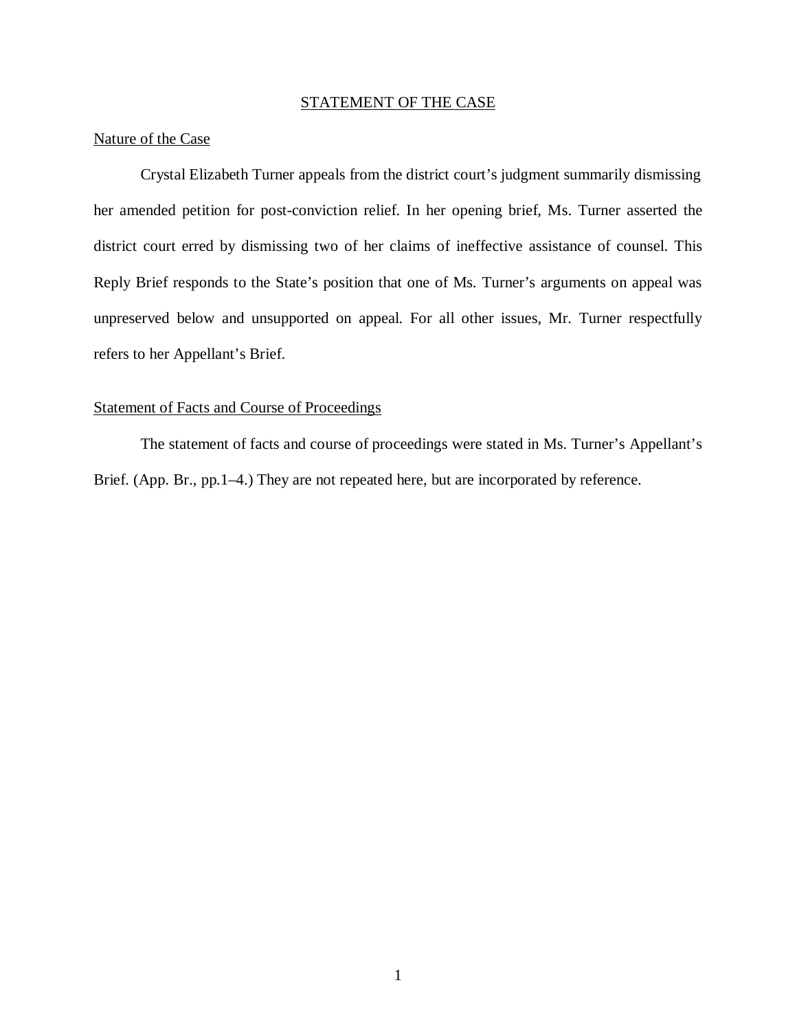## STATEMENT OF THE CASE

### Nature of the Case

Crystal Elizabeth Turner appeals from the district court's judgment summarily dismissing her amended petition for post-conviction relief. In her opening brief, Ms. Turner asserted the district court erred by dismissing two of her claims of ineffective assistance of counsel. This Reply Brief responds to the State's position that one of Ms. Turner's arguments on appeal was unpreserved below and unsupported on appeal. For all other issues, Mr. Turner respectfully refers to her Appellant's Brief.

### Statement of Facts and Course of Proceedings

The statement of facts and course of proceedings were stated in Ms. Turner's Appellant's Brief. (App. Br., pp.1–4.) They are not repeated here, but are incorporated by reference.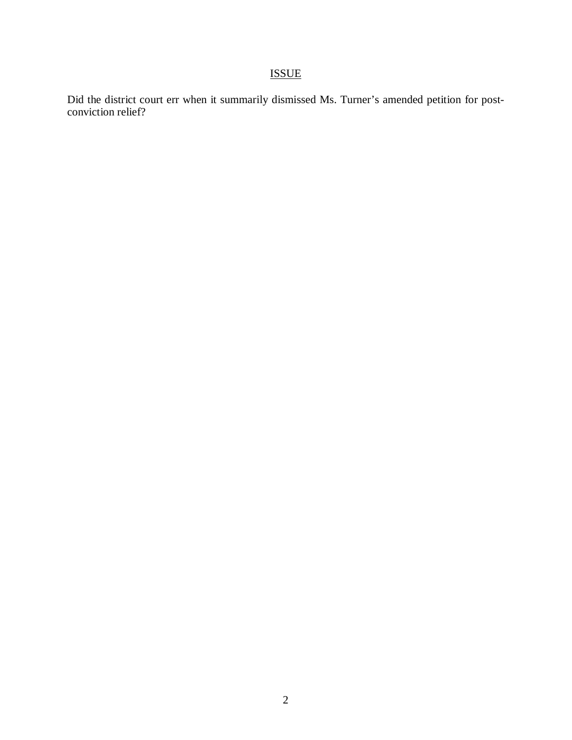## ISSUE

Did the district court err when it summarily dismissed Ms. Turner's amended petition for post-conviction relief?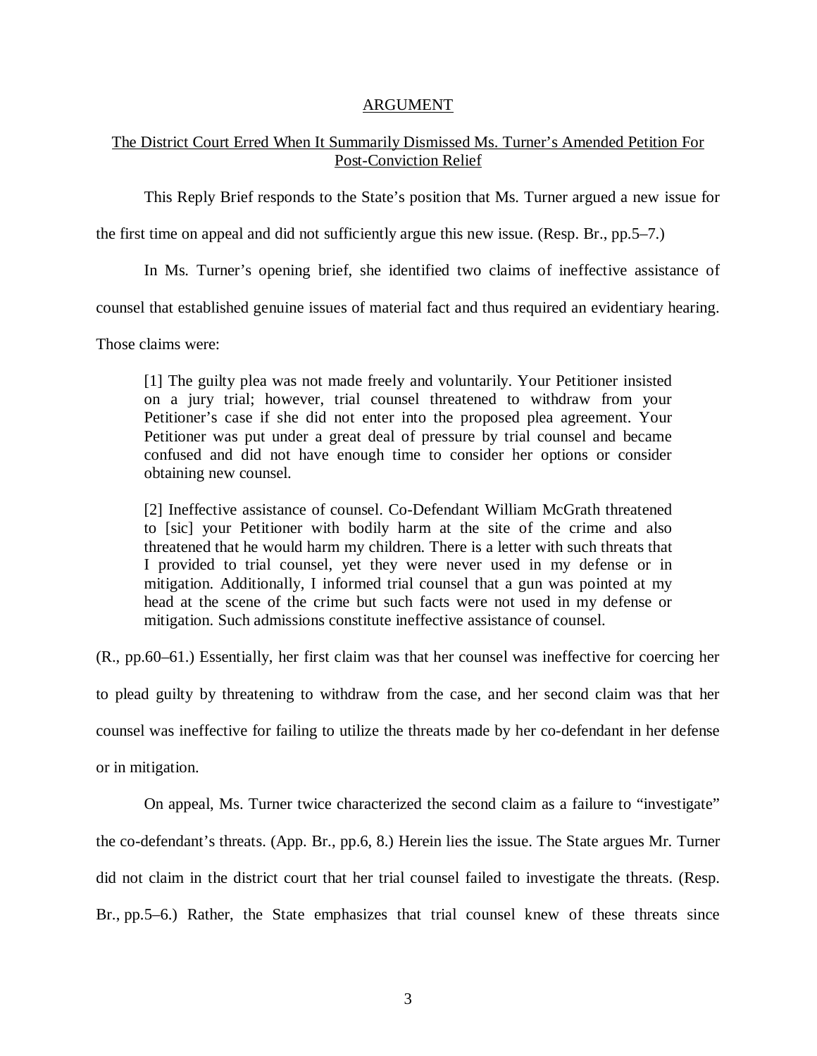## ARGUMENT

### The District Court Erred When It Summarily Dismissed Ms. Turner's Amended Petition For Post-Conviction Relief

This Reply Brief responds to the State's position that Ms. Turner argued a new issue for the first time on appeal and did not sufficiently argue this new issue. (Resp. Br., pp.5–7.)

In Ms. Turner's opening brief, she identified two claims of ineffective assistance of counsel that established genuine issues of material fact and thus required an evidentiary hearing. Those claims were:

> [1] The guilty plea was not made freely and voluntarily. Your Petitioner insisted on a jury trial; however, trial counsel threatened to withdraw from your Petitioner's case if she did not enter into the proposed plea agreement. Your Petitioner was put under a great deal of pressure by trial counsel and became confused and did not have enough time to consider her options or consider obtaining new counsel.
>
> [2] Ineffective assistance of counsel. Co-Defendant William McGrath threatened to [sic] your Petitioner with bodily harm at the site of the crime and also threatened that he would harm my children. There is a letter with such threats that I provided to trial counsel, yet they were never used in my defense or in mitigation. Additionally, I informed trial counsel that a gun was pointed at my head at the scene of the crime but such facts were not used in my defense or mitigation. Such admissions constitute ineffective assistance of counsel.

(R., pp.60–61.) Essentially, her first claim was that her counsel was ineffective for coercing her to plead guilty by threatening to withdraw from the case, and her second claim was that her counsel was ineffective for failing to utilize the threats made by her co-defendant in her defense or in mitigation.

On appeal, Ms. Turner twice characterized the second claim as a failure to "investigate" the co-defendant's threats. (App. Br., pp.6, 8.) Herein lies the issue. The State argues Mr. Turner did not claim in the district court that her trial counsel failed to investigate the threats. (Resp. Br., pp.5–6.) Rather, the State emphasizes that trial counsel knew of these threats since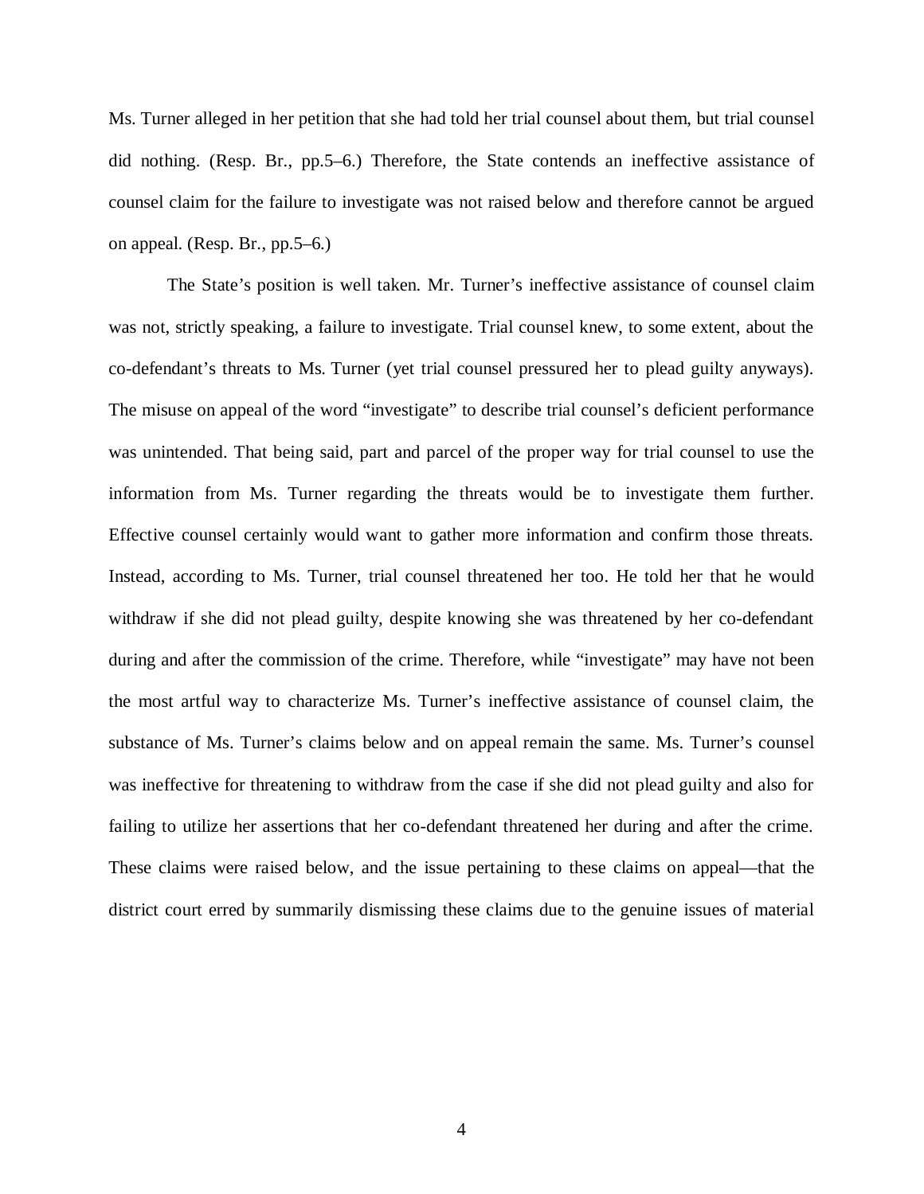Ms. Turner alleged in her petition that she had told her trial counsel about them, but trial counsel did nothing. (Resp. Br., pp.5–6.) Therefore, the State contends an ineffective assistance of counsel claim for the failure to investigate was not raised below and therefore cannot be argued on appeal. (Resp. Br., pp.5–6.)

The State's position is well taken. Mr. Turner's ineffective assistance of counsel claim was not, strictly speaking, a failure to investigate. Trial counsel knew, to some extent, about the co-defendant's threats to Ms. Turner (yet trial counsel pressured her to plead guilty anyways). The misuse on appeal of the word "investigate" to describe trial counsel's deficient performance was unintended. That being said, part and parcel of the proper way for trial counsel to use the information from Ms. Turner regarding the threats would be to investigate them further. Effective counsel certainly would want to gather more information and confirm those threats. Instead, according to Ms. Turner, trial counsel threatened her too. He told her that he would withdraw if she did not plead guilty, despite knowing she was threatened by her co-defendant during and after the commission of the crime. Therefore, while "investigate" may have not been the most artful way to characterize Ms. Turner's ineffective assistance of counsel claim, the substance of Ms. Turner's claims below and on appeal remain the same. Ms. Turner's counsel was ineffective for threatening to withdraw from the case if she did not plead guilty and also for failing to utilize her assertions that her co-defendant threatened her during and after the crime. These claims were raised below, and the issue pertaining to these claims on appeal—that the district court erred by summarily dismissing these claims due to the genuine issues of material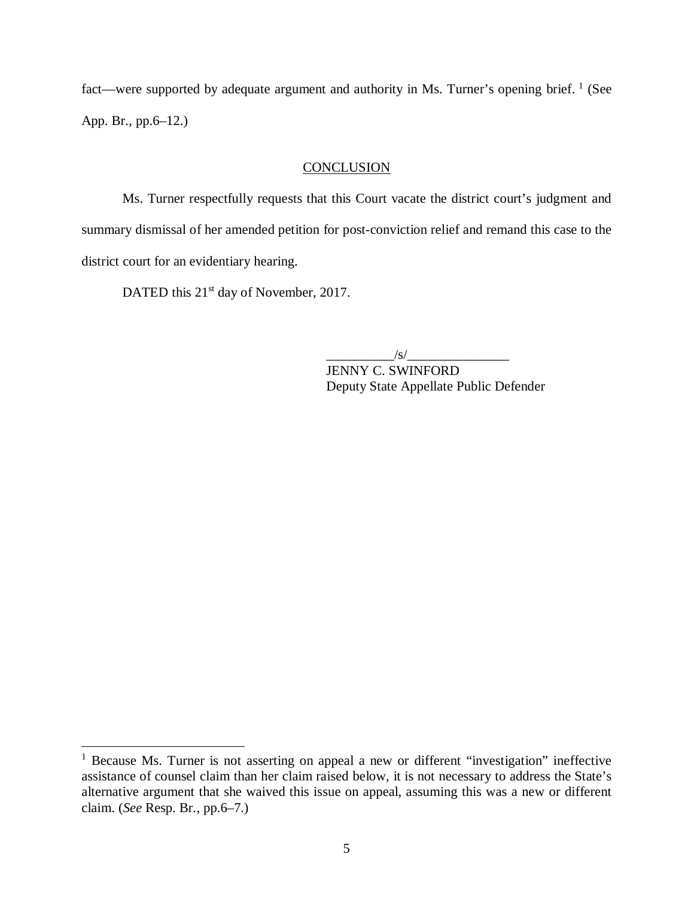fact—were supported by adequate argument and authority in Ms. Turner's opening brief. [1] (See App. Br., pp.6–12.)

## CONCLUSION

Ms. Turner respectfully requests that this Court vacate the district court's judgment and summary dismissal of her amended petition for post-conviction relief and remand this case to the district court for an evidentiary hearing.

DATED this 21st day of November, 2017.

__________/s/_______________
JENNY C. SWINFORD
Deputy State Appellate Public Defender

---

[1] Because Ms. Turner is not asserting on appeal a new or different "investigation" ineffective assistance of counsel claim than her claim raised below, it is not necessary to address the State's alternative argument that she waived this issue on appeal, assuming this was a new or different claim. (*See* Resp. Br., pp.6–7.)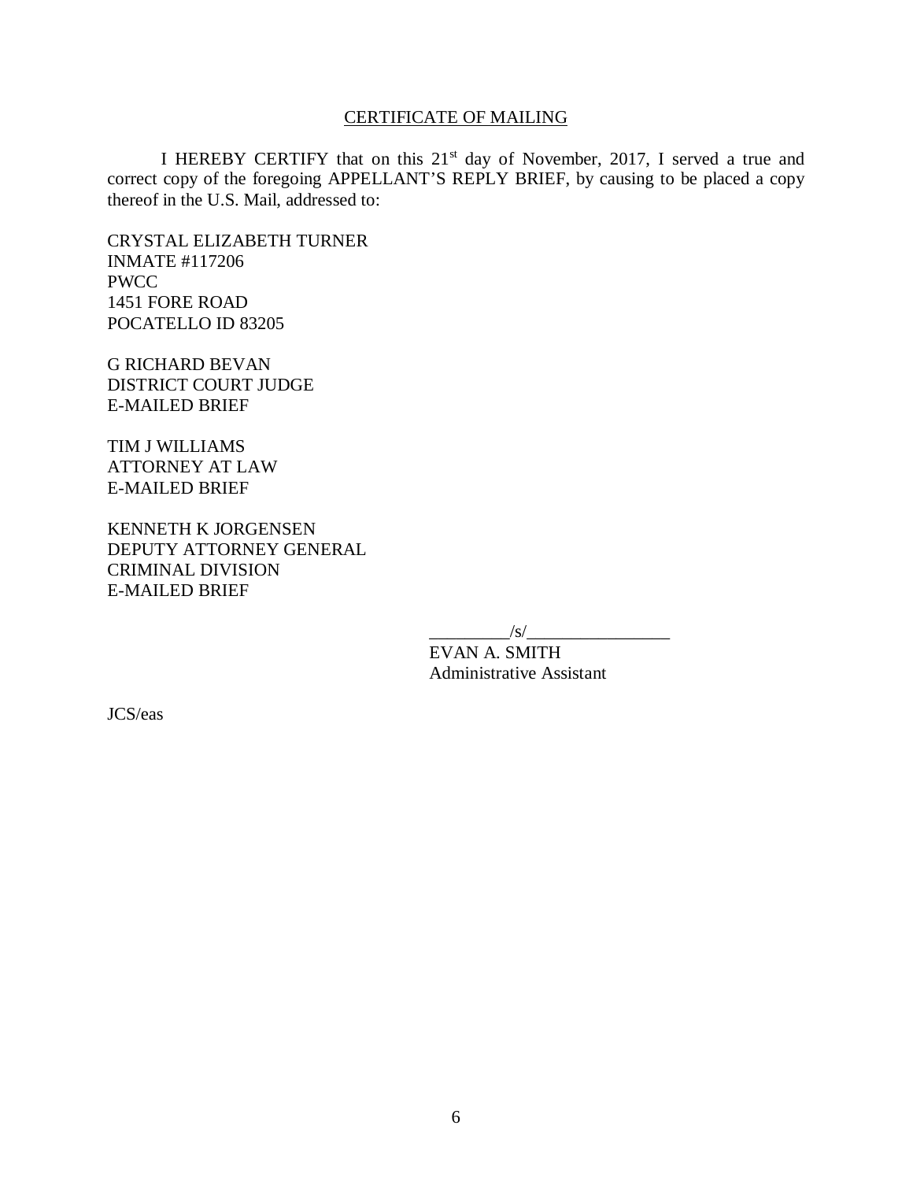## CERTIFICATE OF MAILING

I HEREBY CERTIFY that on this 21st day of November, 2017, I served a true and correct copy of the foregoing APPELLANT'S REPLY BRIEF, by causing to be placed a copy thereof in the U.S. Mail, addressed to:

CRYSTAL ELIZABETH TURNER
INMATE #117206
PWCC
1451 FORE ROAD
POCATELLO ID 83205

G RICHARD BEVAN
DISTRICT COURT JUDGE
E-MAILED BRIEF

TIM J WILLIAMS
ATTORNEY AT LAW
E-MAILED BRIEF

KENNETH K JORGENSEN
DEPUTY ATTORNEY GENERAL
CRIMINAL DIVISION
E-MAILED BRIEF

_________/s/________________
EVAN A. SMITH
Administrative Assistant

JCS/eas